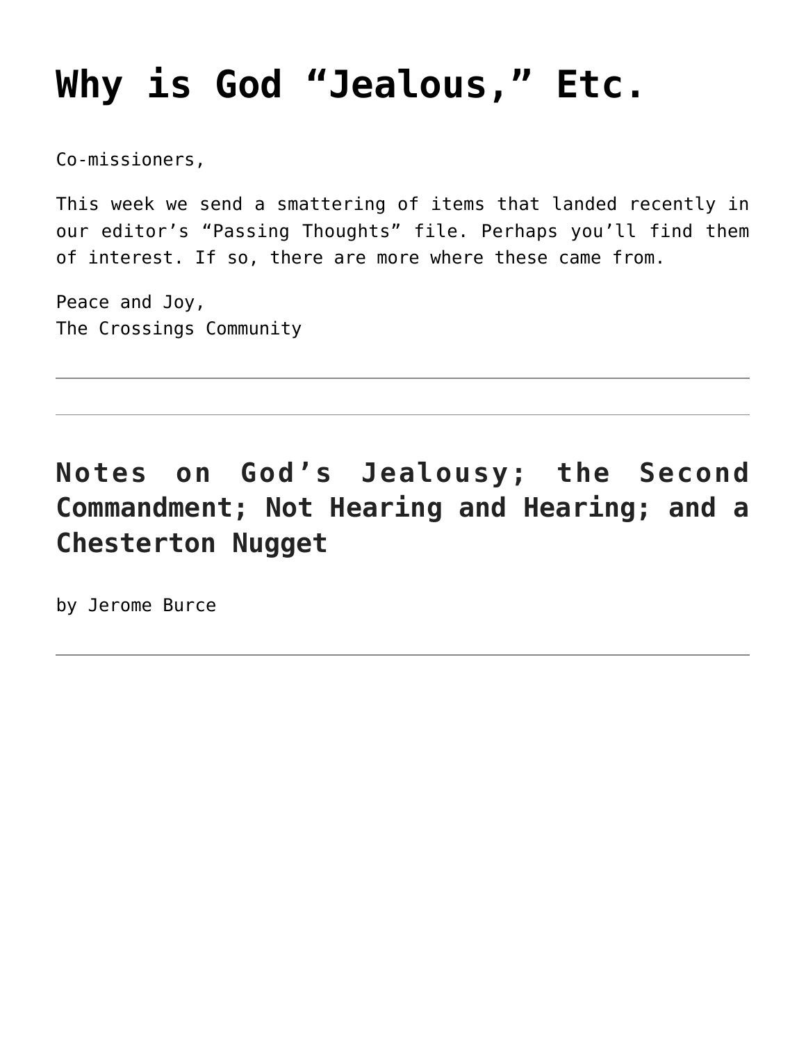# Why is God "Jealous," Etc.

Co-missioners,

This week we send a smattering of items that landed recently in our editor's "Passing Thoughts" file. Perhaps you'll find them of interest. If so, there are more where these came from.

Peace and Joy,
The Crossings Community

---

---

## Notes on God's Jealousy; the Second Commandment; Not Hearing and Hearing; and a Chesterton Nugget

by Jerome Burce

---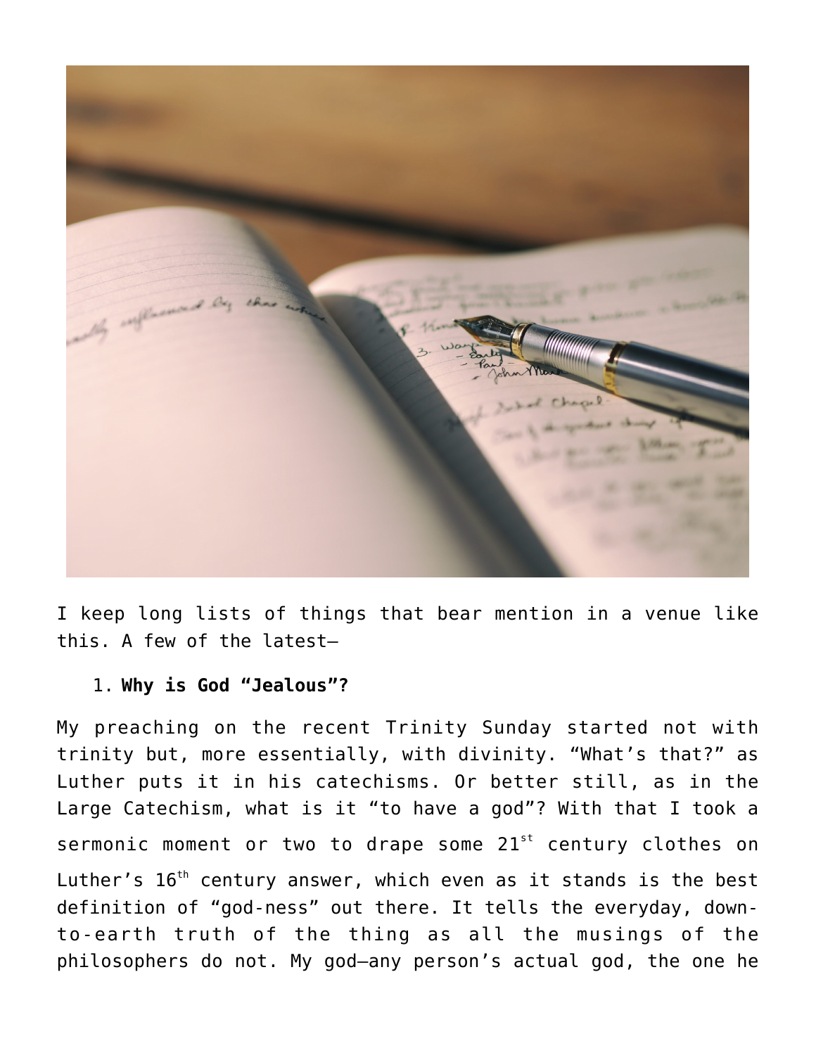I keep long lists of things that bear mention in a venue like this. A few of the latest—

1. **Why is God "Jealous"?**

My preaching on the recent Trinity Sunday started not with trinity but, more essentially, with divinity. "What's that?" as Luther puts it in his catechisms. Or better still, as in the Large Catechism, what is it "to have a god"? With that I took a sermonic moment or two to drape some 21st century clothes on Luther's 16th century answer, which even as it stands is the best definition of "god-ness" out there. It tells the everyday, down-to-earth truth of the thing as all the musings of the philosophers do not. My god—any person's actual god, the one he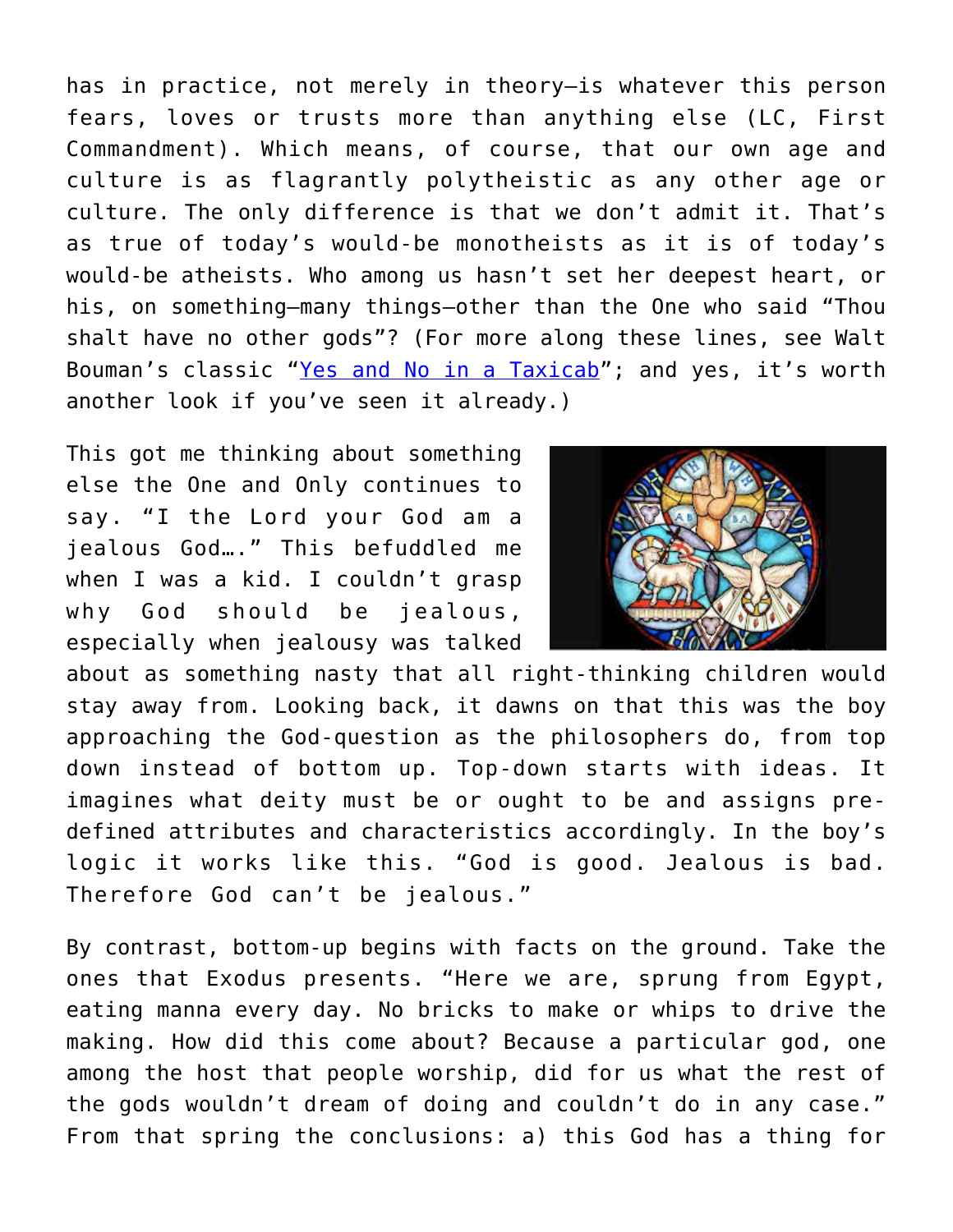has in practice, not merely in theory—is whatever this person fears, loves or trusts more than anything else (LC, First Commandment). Which means, of course, that our own age and culture is as flagrantly polytheistic as any other age or culture. The only difference is that we don't admit it. That's as true of today's would-be monotheists as it is of today's would-be atheists. Who among us hasn't set her deepest heart, or his, on something—many things—other than the One who said "Thou shalt have no other gods"? (For more along these lines, see Walt Bouman's classic "Yes and No in a Taxicab"; and yes, it's worth another look if you've seen it already.)

This got me thinking about something else the One and Only continues to say. "I the Lord your God am a jealous God…." This befuddled me when I was a kid. I couldn't grasp why God should be jealous, especially when jealousy was talked about as something nasty that all right-thinking children would stay away from. Looking back, it dawns on that this was the boy approaching the God-question as the philosophers do, from top down instead of bottom up. Top-down starts with ideas. It imagines what deity must be or ought to be and assigns pre-defined attributes and characteristics accordingly. In the boy's logic it works like this. "God is good. Jealous is bad. Therefore God can't be jealous."

By contrast, bottom-up begins with facts on the ground. Take the ones that Exodus presents. "Here we are, sprung from Egypt, eating manna every day. No bricks to make or whips to drive the making. How did this come about? Because a particular god, one among the host that people worship, did for us what the rest of the gods wouldn't dream of doing and couldn't do in any case." From that spring the conclusions: a) this God has a thing for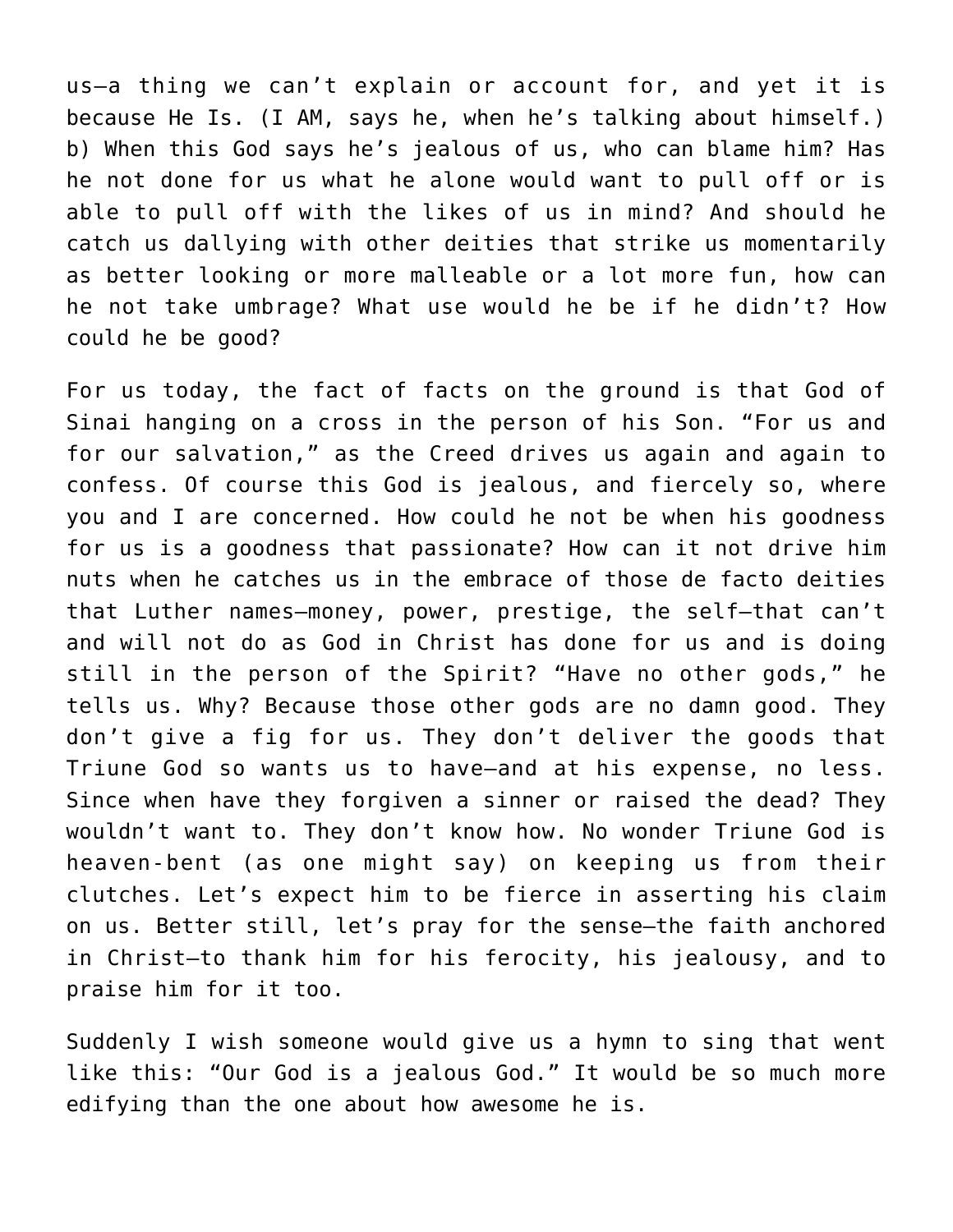us—a thing we can't explain or account for, and yet it is because He Is. (I AM, says he, when he's talking about himself.) b) When this God says he's jealous of us, who can blame him? Has he not done for us what he alone would want to pull off or is able to pull off with the likes of us in mind? And should he catch us dallying with other deities that strike us momentarily as better looking or more malleable or a lot more fun, how can he not take umbrage? What use would he be if he didn't? How could he be good?

For us today, the fact of facts on the ground is that God of Sinai hanging on a cross in the person of his Son. "For us and for our salvation," as the Creed drives us again and again to confess. Of course this God is jealous, and fiercely so, where you and I are concerned. How could he not be when his goodness for us is a goodness that passionate? How can it not drive him nuts when he catches us in the embrace of those de facto deities that Luther names—money, power, prestige, the self—that can't and will not do as God in Christ has done for us and is doing still in the person of the Spirit? "Have no other gods," he tells us. Why? Because those other gods are no damn good. They don't give a fig for us. They don't deliver the goods that Triune God so wants us to have—and at his expense, no less. Since when have they forgiven a sinner or raised the dead? They wouldn't want to. They don't know how. No wonder Triune God is heaven-bent (as one might say) on keeping us from their clutches. Let's expect him to be fierce in asserting his claim on us. Better still, let's pray for the sense—the faith anchored in Christ—to thank him for his ferocity, his jealousy, and to praise him for it too.

Suddenly I wish someone would give us a hymn to sing that went like this: "Our God is a jealous God." It would be so much more edifying than the one about how awesome he is.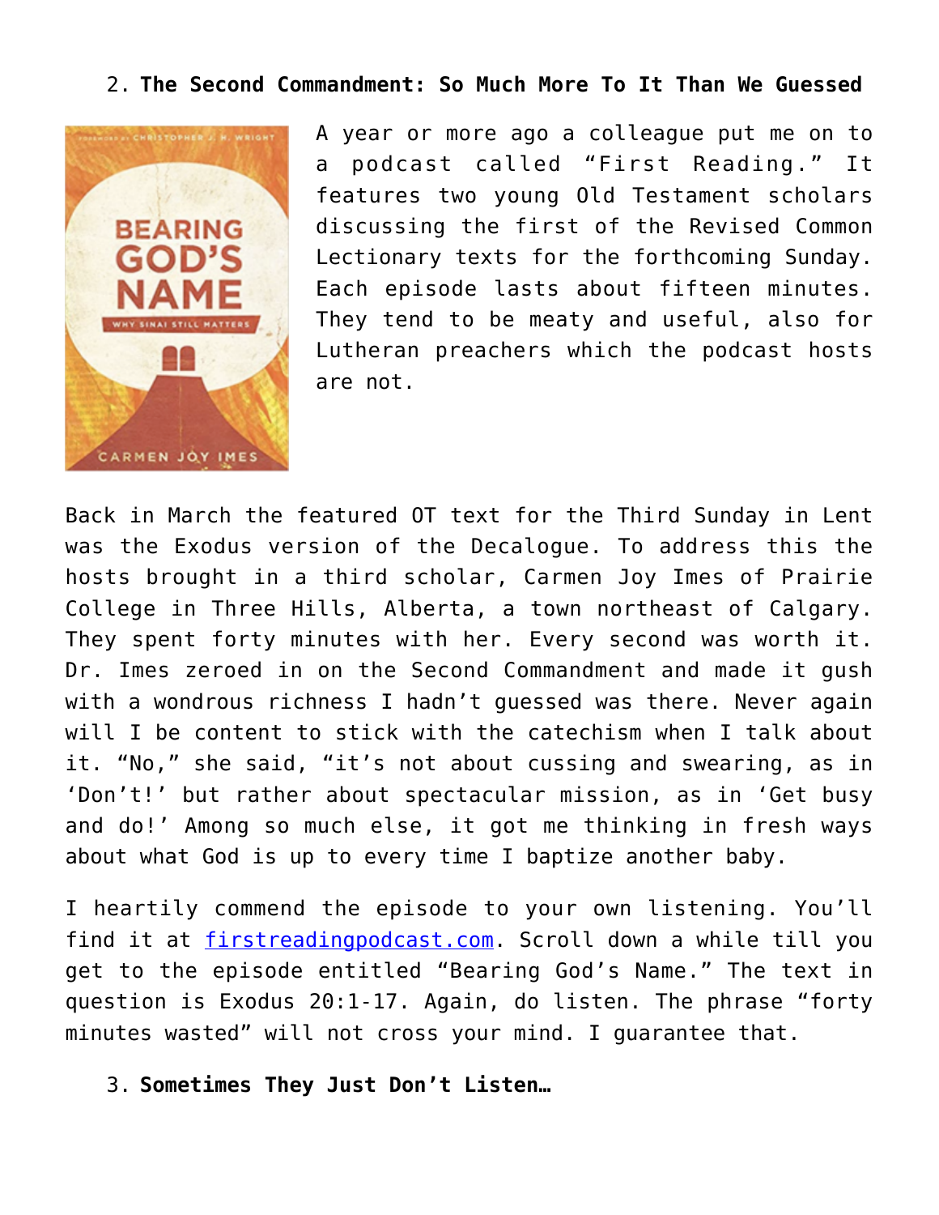2. **The Second Commandment: So Much More To It Than We Guessed**

A year or more ago a colleague put me on to a podcast called "First Reading." It features two young Old Testament scholars discussing the first of the Revised Common Lectionary texts for the forthcoming Sunday. Each episode lasts about fifteen minutes. They tend to be meaty and useful, also for Lutheran preachers which the podcast hosts are not.

Back in March the featured OT text for the Third Sunday in Lent was the Exodus version of the Decalogue. To address this the hosts brought in a third scholar, Carmen Joy Imes of Prairie College in Three Hills, Alberta, a town northeast of Calgary. They spent forty minutes with her. Every second was worth it. Dr. Imes zeroed in on the Second Commandment and made it gush with a wondrous richness I hadn't guessed was there. Never again will I be content to stick with the catechism when I talk about it. "No," she said, "it's not about cussing and swearing, as in 'Don't!' but rather about spectacular mission, as in 'Get busy and do!' Among so much else, it got me thinking in fresh ways about what God is up to every time I baptize another baby.

I heartily commend the episode to your own listening. You'll find it at [firstreadingpodcast.com](firstreadingpodcast.com). Scroll down a while till you get to the episode entitled "Bearing God's Name." The text in question is Exodus 20:1-17. Again, do listen. The phrase "forty minutes wasted" will not cross your mind. I guarantee that.

3. **Sometimes They Just Don't Listen…**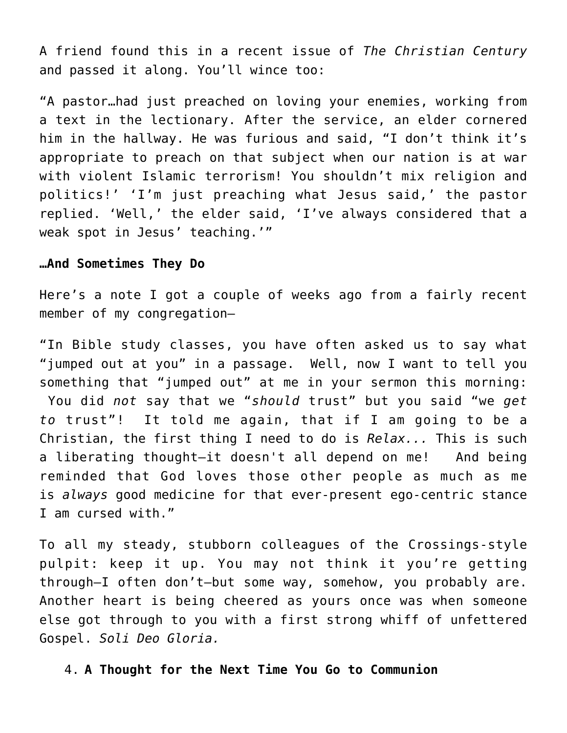A friend found this in a recent issue of *The Christian Century* and passed it along. You'll wince too:

"A pastor…had just preached on loving your enemies, working from a text in the lectionary. After the service, an elder cornered him in the hallway. He was furious and said, "I don't think it's appropriate to preach on that subject when our nation is at war with violent Islamic terrorism! You shouldn't mix religion and politics!' 'I'm just preaching what Jesus said,' the pastor replied. 'Well,' the elder said, 'I've always considered that a weak spot in Jesus' teaching.'"

**…And Sometimes They Do**

Here's a note I got a couple of weeks ago from a fairly recent member of my congregation—

"In Bible study classes, you have often asked us to say what "jumped out at you" in a passage. Well, now I want to tell you something that "jumped out" at me in your sermon this morning: You did *not* say that we "*should* trust" but you said "we *get to* trust"! It told me again, that if I am going to be a Christian, the first thing I need to do is *Relax...* This is such a liberating thought—it doesn't all depend on me! And being reminded that God loves those other people as much as me is *always* good medicine for that ever-present ego-centric stance I am cursed with."

To all my steady, stubborn colleagues of the Crossings-style pulpit: keep it up. You may not think it you're getting through—I often don't—but some way, somehow, you probably are. Another heart is being cheered as yours once was when someone else got through to you with a first strong whiff of unfettered Gospel. *Soli Deo Gloria.*

4. **A Thought for the Next Time You Go to Communion**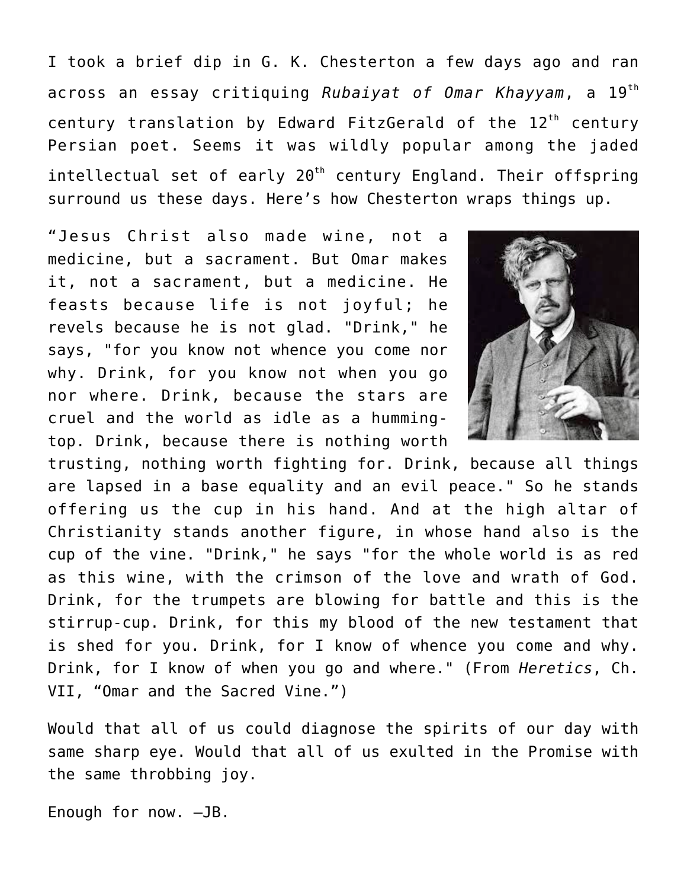I took a brief dip in G. K. Chesterton a few days ago and ran across an essay critiquing *Rubaiyat of Omar Khayyam*, a 19th century translation by Edward FitzGerald of the 12th century Persian poet. Seems it was wildly popular among the jaded intellectual set of early 20th century England. Their offspring surround us these days. Here's how Chesterton wraps things up.

"Jesus Christ also made wine, not a medicine, but a sacrament. But Omar makes it, not a sacrament, but a medicine. He feasts because life is not joyful; he revels because he is not glad. "Drink," he says, "for you know not whence you come nor why. Drink, for you know not when you go nor where. Drink, because the stars are cruel and the world as idle as a humming-top. Drink, because there is nothing worth trusting, nothing worth fighting for. Drink, because all things are lapsed in a base equality and an evil peace." So he stands offering us the cup in his hand. And at the high altar of Christianity stands another figure, in whose hand also is the cup of the vine. "Drink," he says "for the whole world is as red as this wine, with the crimson of the love and wrath of God. Drink, for the trumpets are blowing for battle and this is the stirrup-cup. Drink, for this my blood of the new testament that is shed for you. Drink, for I know of whence you come and why. Drink, for I know of when you go and where." (From *Heretics*, Ch. VII, "Omar and the Sacred Vine.")

Would that all of us could diagnose the spirits of our day with same sharp eye. Would that all of us exulted in the Promise with the same throbbing joy.

Enough for now. —JB.